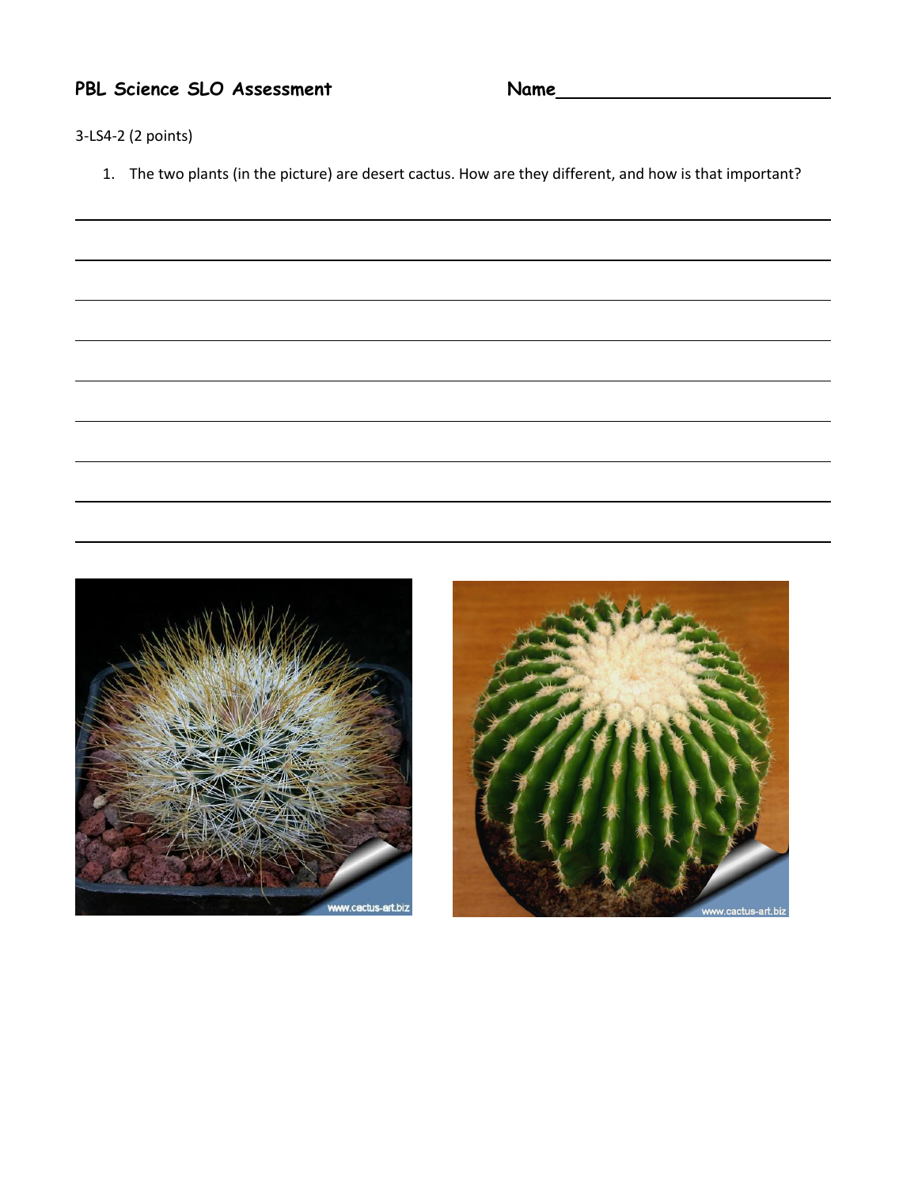**PBL Science SLO Assessment** **Name**\_\_\_\_\_\_\_\_\_\_\_\_\_\_\_\_\_\_\_\_\_\_\_\_\_\_\_\_

3-LS4-2 (2 points)

1. The two plants (in the picture) are desert cactus. How are they different, and how is that important?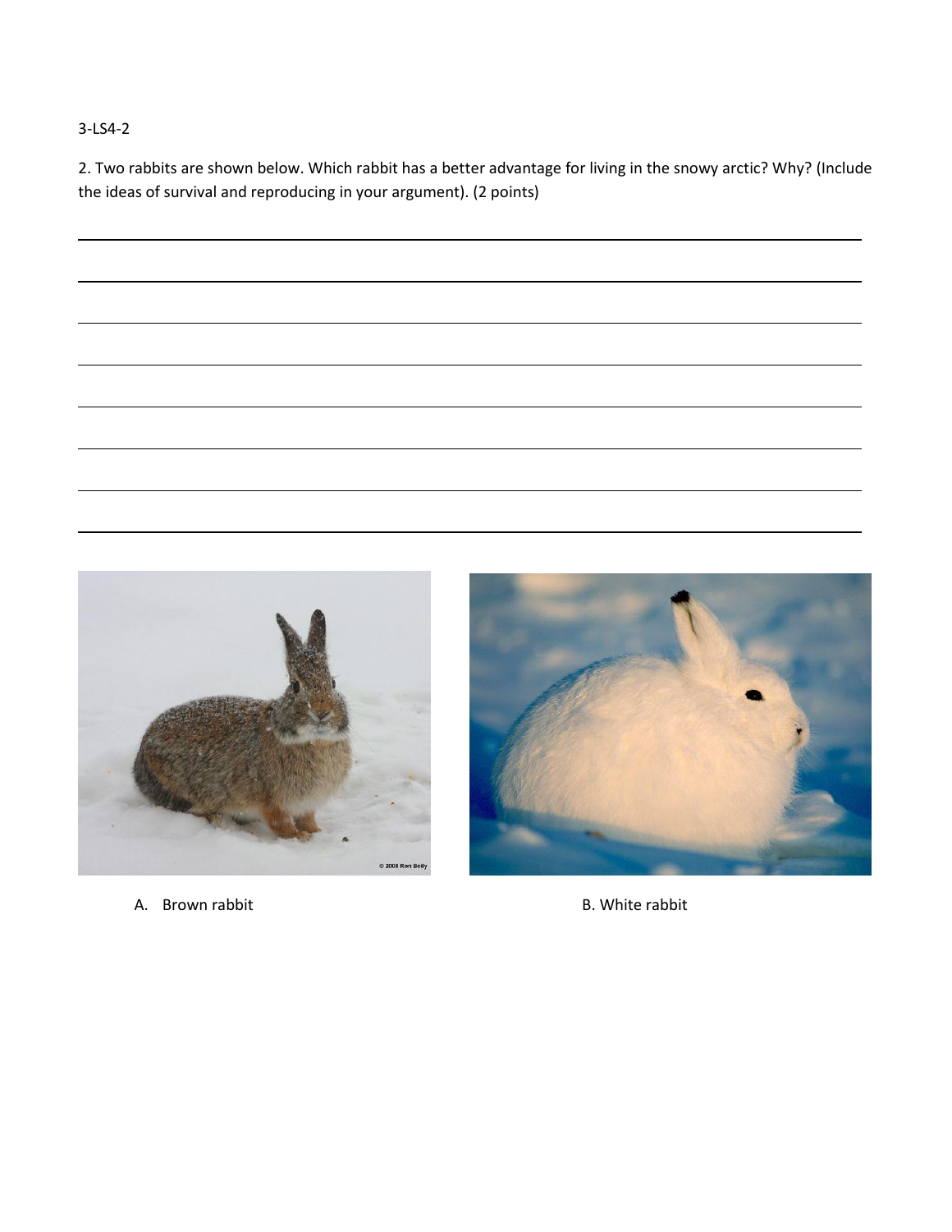3-LS4-2

2. Two rabbits are shown below. Which rabbit has a better advantage for living in the snowy arctic? Why? (Include the ideas of survival and reproducing in your argument). (2 points)

A. Brown rabbit

B. White rabbit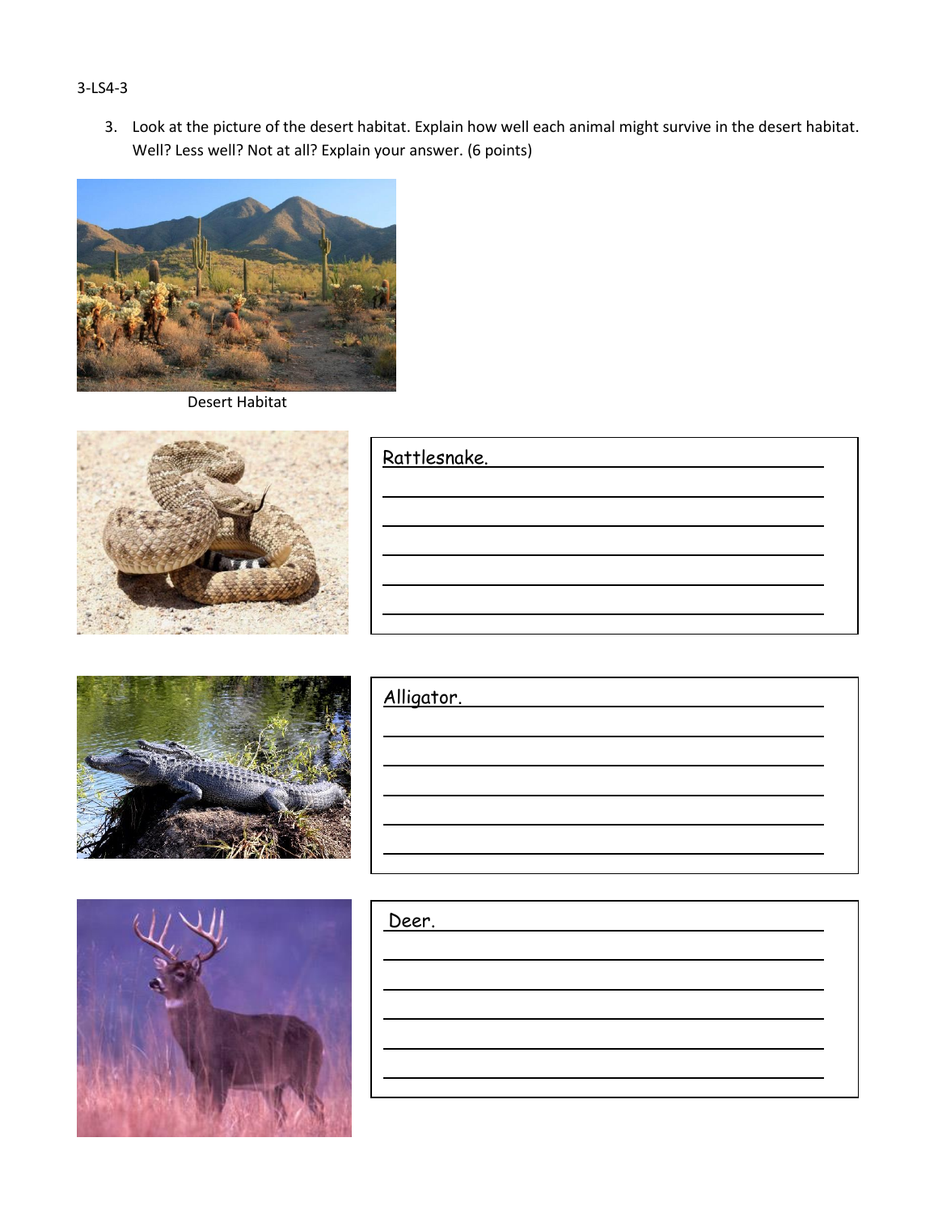3-LS4-3

3. Look at the picture of the desert habitat. Explain how well each animal might survive in the desert habitat. Well? Less well? Not at all? Explain your answer. (6 points)

Desert Habitat

Rattlesnake. ______________________________

______________________________

______________________________

______________________________

______________________________

______________________________

Alligator. ______________________________

______________________________

______________________________

______________________________

______________________________

______________________________

Deer. ______________________________

______________________________

______________________________

______________________________

______________________________

______________________________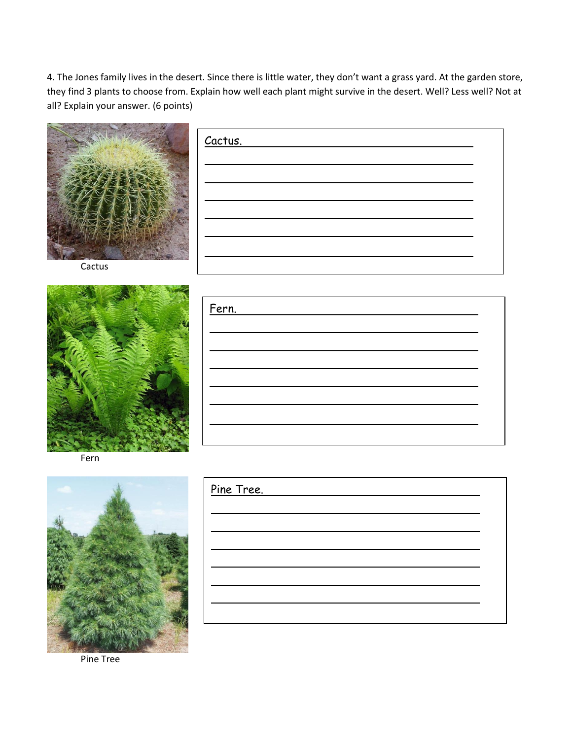4. The Jones family lives in the desert. Since there is little water, they don't want a grass yard. At the garden store, they find 3 plants to choose from. Explain how well each plant might survive in the desert. Well? Less well? Not at all? Explain your answer. (6 points)

Cactus

Cactus.

Fern

Fern.

Pine Tree

Pine Tree.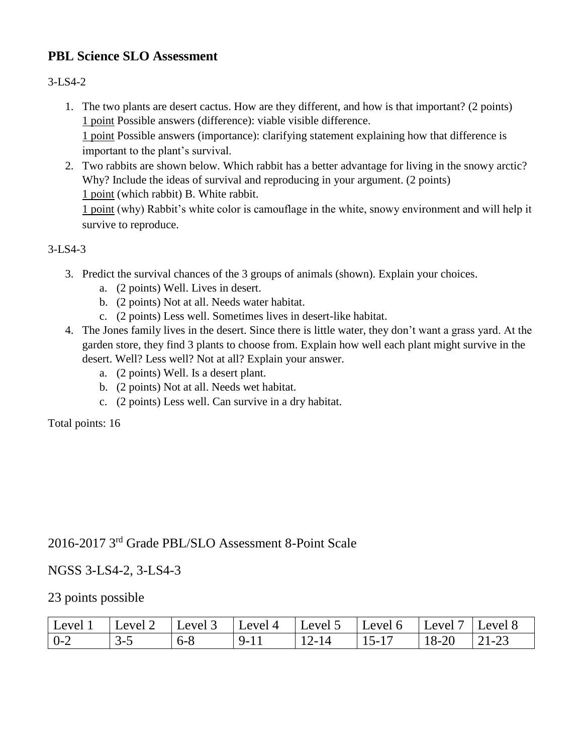## PBL Science SLO Assessment

3-LS4-2

1. The two plants are desert cactus. How are they different, and how is that important? (2 points)
   1 point Possible answers (difference): viable visible difference.
   1 point Possible answers (importance): clarifying statement explaining how that difference is important to the plant's survival.
2. Two rabbits are shown below. Which rabbit has a better advantage for living in the snowy arctic? Why? Include the ideas of survival and reproducing in your argument. (2 points)
   1 point (which rabbit) B. White rabbit.
   1 point (why) Rabbit's white color is camouflage in the white, snowy environment and will help it survive to reproduce.

3-LS4-3

3. Predict the survival chances of the 3 groups of animals (shown). Explain your choices.
   a. (2 points) Well. Lives in desert.
   b. (2 points) Not at all. Needs water habitat.
   c. (2 points) Less well. Sometimes lives in desert-like habitat.
4. The Jones family lives in the desert. Since there is little water, they don't want a grass yard. At the garden store, they find 3 plants to choose from. Explain how well each plant might survive in the desert. Well? Less well? Not at all? Explain your answer.
   a. (2 points) Well. Is a desert plant.
   b. (2 points) Not at all. Needs wet habitat.
   c. (2 points) Less well. Can survive in a dry habitat.

Total points: 16

2016-2017 3rd Grade PBL/SLO Assessment 8-Point Scale

NGSS 3-LS4-2, 3-LS4-3

23 points possible

| Level 1 | Level 2 | Level 3 | Level 4 | Level 5 | Level 6 | Level 7 | Level 8 |
|---|---|---|---|---|---|---|---|
| 0-2 | 3-5 | 6-8 | 9-11 | 12-14 | 15-17 | 18-20 | 21-23 |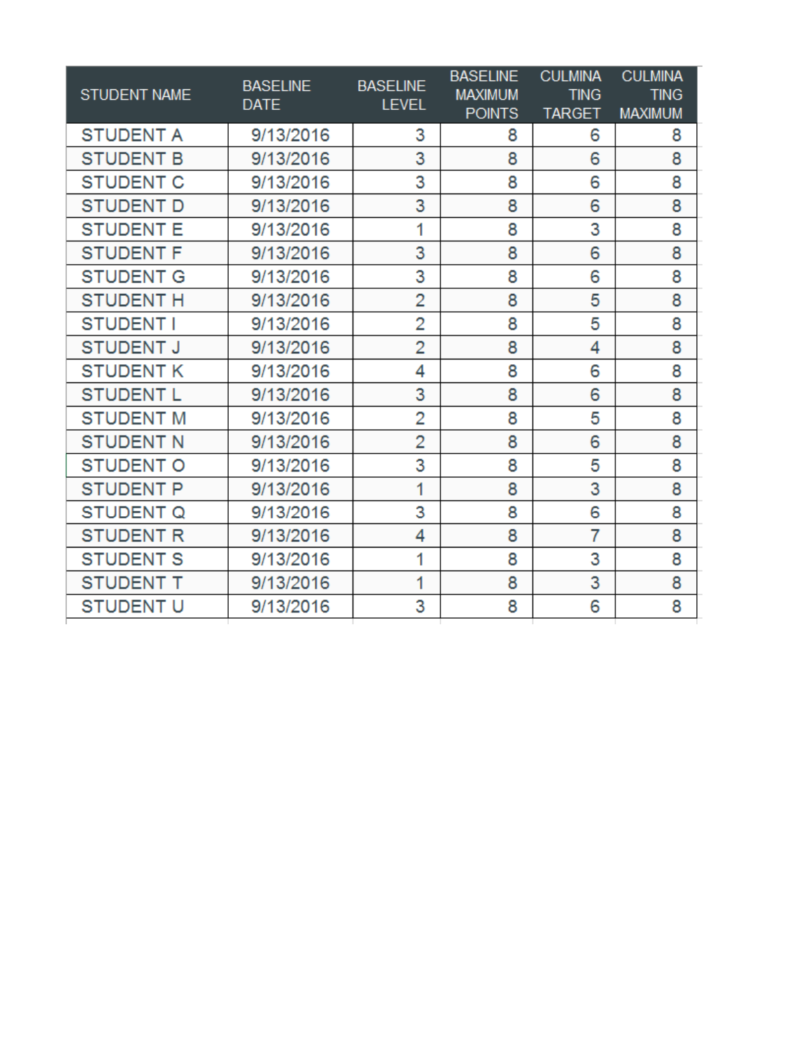| STUDENT NAME | BASELINE DATE | BASELINE LEVEL | BASELINE MAXIMUM POINTS | CULMINATING TARGET | CULMINATING MAXIMUM |
|---|---|---|---|---|---|
| STUDENT A | 9/13/2016 | 3 | 8 | 6 | 8 |
| STUDENT B | 9/13/2016 | 3 | 8 | 6 | 8 |
| STUDENT C | 9/13/2016 | 3 | 8 | 6 | 8 |
| STUDENT D | 9/13/2016 | 3 | 8 | 6 | 8 |
| STUDENT E | 9/13/2016 | 1 | 8 | 3 | 8 |
| STUDENT F | 9/13/2016 | 3 | 8 | 6 | 8 |
| STUDENT G | 9/13/2016 | 3 | 8 | 6 | 8 |
| STUDENT H | 9/13/2016 | 2 | 8 | 5 | 8 |
| STUDENT I | 9/13/2016 | 2 | 8 | 5 | 8 |
| STUDENT J | 9/13/2016 | 2 | 8 | 4 | 8 |
| STUDENT K | 9/13/2016 | 4 | 8 | 6 | 8 |
| STUDENT L | 9/13/2016 | 3 | 8 | 6 | 8 |
| STUDENT M | 9/13/2016 | 2 | 8 | 5 | 8 |
| STUDENT N | 9/13/2016 | 2 | 8 | 6 | 8 |
| STUDENT O | 9/13/2016 | 3 | 8 | 5 | 8 |
| STUDENT P | 9/13/2016 | 1 | 8 | 3 | 8 |
| STUDENT Q | 9/13/2016 | 3 | 8 | 6 | 8 |
| STUDENT R | 9/13/2016 | 4 | 8 | 7 | 8 |
| STUDENT S | 9/13/2016 | 1 | 8 | 3 | 8 |
| STUDENT T | 9/13/2016 | 1 | 8 | 3 | 8 |
| STUDENT U | 9/13/2016 | 3 | 8 | 6 | 8 |